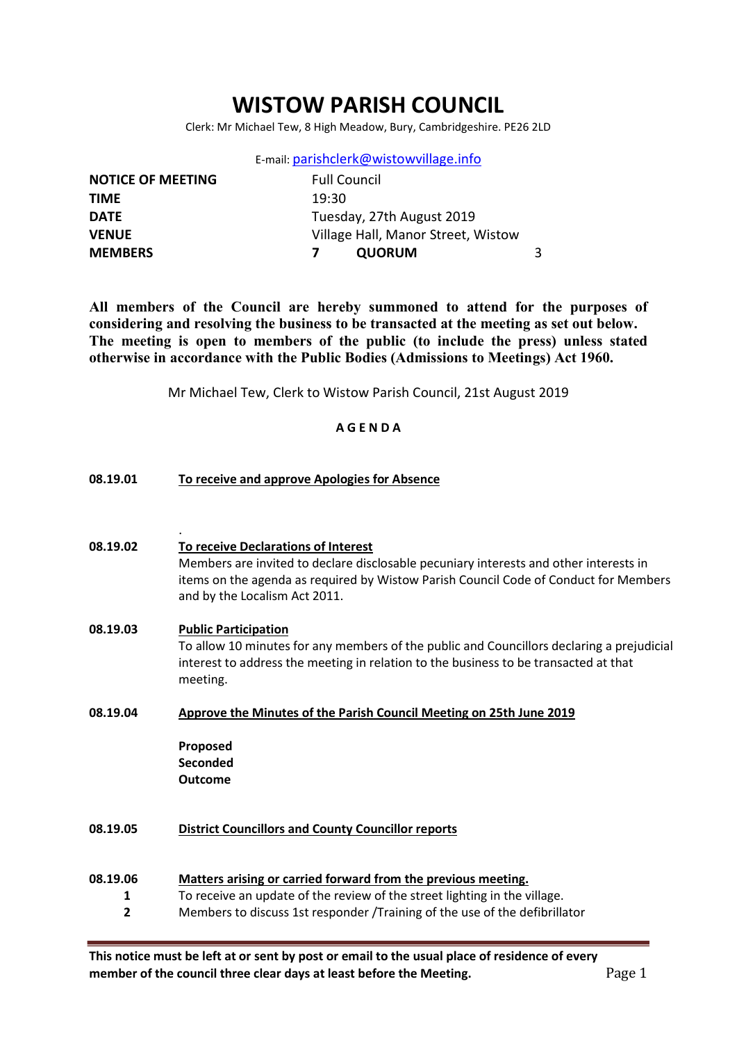# WISTOW PARISH COUNCIL

Clerk: Mr Michael Tew, 8 High Meadow, Bury, Cambridgeshire. PE26 2LD

E-mail: parishclerk@wistowvillage.info

| | | | |
|---|---|---|---|
| **NOTICE OF MEETING** | Full Council | | |
| **TIME** | 19:30 | | |
| **DATE** | Tuesday, 27th August 2019 | | |
| **VENUE** | Village Hall, Manor Street, Wistow | | |
| **MEMBERS** | **7** | **QUORUM** | 3 |

**All members of the Council are hereby summoned to attend for the purposes of considering and resolving the business to be transacted at the meeting as set out below. The meeting is open to members of the public (to include the press) unless stated otherwise in accordance with the Public Bodies (Admissions to Meetings) Act 1960.**

Mr Michael Tew, Clerk to Wistow Parish Council, 21st August 2019

**A G E N D A**

**08.19.01** **To receive and approve Apologies for Absence**

.

**08.19.02** **To receive Declarations of Interest**

Members are invited to declare disclosable pecuniary interests and other interests in items on the agenda as required by Wistow Parish Council Code of Conduct for Members and by the Localism Act 2011.

**08.19.03** **Public Participation**

To allow 10 minutes for any members of the public and Councillors declaring a prejudicial interest to address the meeting in relation to the business to be transacted at that meeting.

**08.19.04** **Approve the Minutes of the Parish Council Meeting on 25th June 2019**

**Proposed**
**Seconded**
**Outcome**

**08.19.05** **District Councillors and County Councillor reports**

**08.19.06** **Matters arising or carried forward from the previous meeting.**

**1** To receive an update of the review of the street lighting in the village.
**2** Members to discuss 1st responder /Training of the use of the defibrillator

**This notice must be left at or sent by post or email to the usual place of residence of every member of the council three clear days at least before the Meeting.**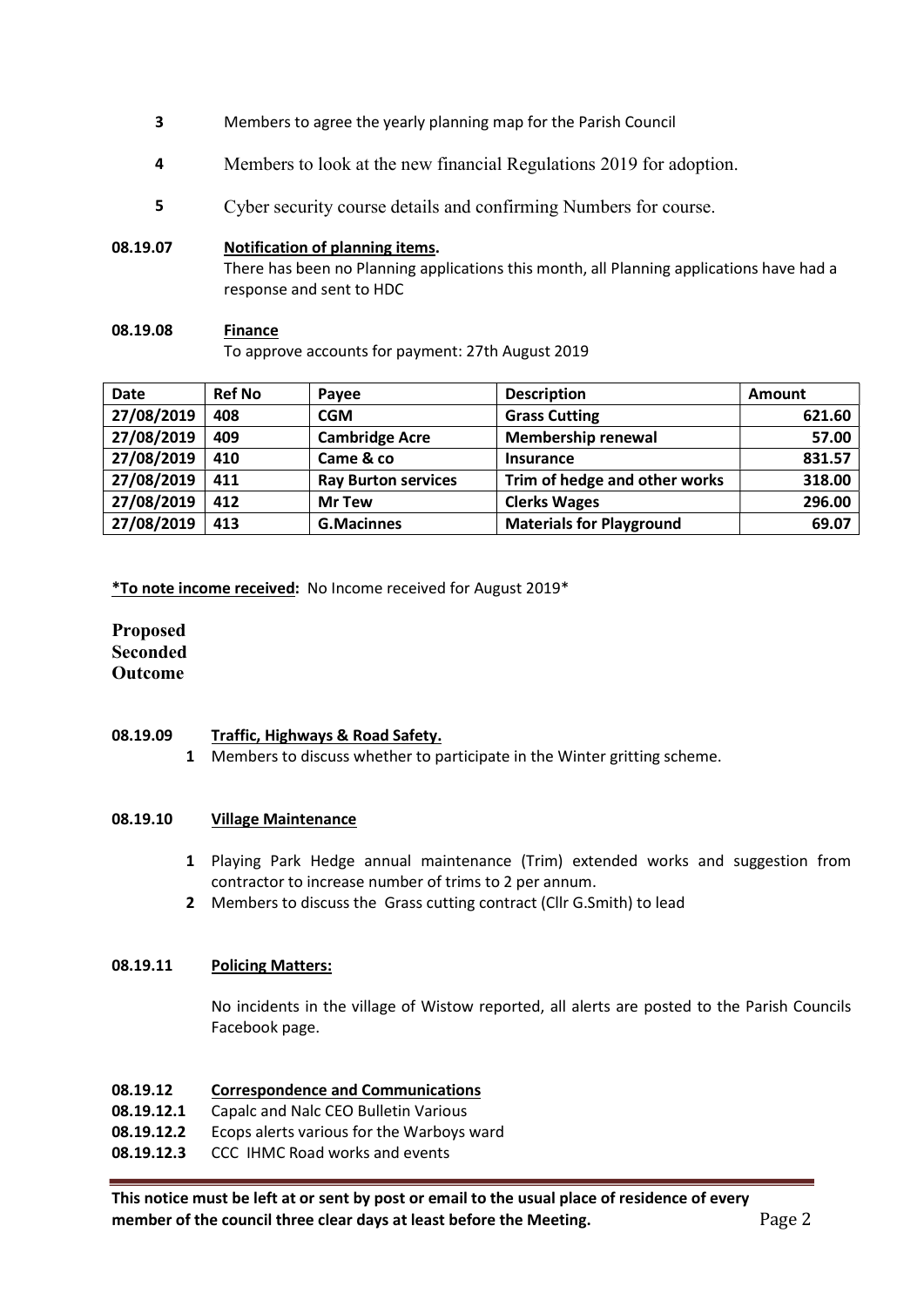**3** Members to agree the yearly planning map for the Parish Council

**4** Members to look at the new financial Regulations 2019 for adoption.

**5** Cyber security course details and confirming Numbers for course.

**08.19.07** **Notification of planning items.**

There has been no Planning applications this month, all Planning applications have had a response and sent to HDC

**08.19.08** **Finance**

To approve accounts for payment: 27th August 2019

| Date | Ref No | Payee | Description | Amount |
|---|---|---|---|---|
| 27/08/2019 | 408 | CGM | Grass Cutting | 621.60 |
| 27/08/2019 | 409 | Cambridge Acre | Membership renewal | 57.00 |
| 27/08/2019 | 410 | Came & co | Insurance | 831.57 |
| 27/08/2019 | 411 | Ray Burton services | Trim of hedge and other works | 318.00 |
| 27/08/2019 | 412 | Mr Tew | Clerks Wages | 296.00 |
| 27/08/2019 | 413 | G.Macinnes | Materials for Playground | 69.07 |

***To note income received:** No Income received for August 2019*

**Proposed**
**Seconded**
**Outcome**

**08.19.09** **Traffic, Highways & Road Safety.**

**1** Members to discuss whether to participate in the Winter gritting scheme.

**08.19.10** **Village Maintenance**

**1** Playing Park Hedge annual maintenance (Trim) extended works and suggestion from contractor to increase number of trims to 2 per annum.

**2** Members to discuss the Grass cutting contract (Cllr G.Smith) to lead

**08.19.11** **Policing Matters:**

No incidents in the village of Wistow reported, all alerts are posted to the Parish Councils Facebook page.

**08.19.12** **Correspondence and Communications**

**08.19.12.1** Capalc and Nalc CEO Bulletin Various

**08.19.12.2** Ecops alerts various for the Warboys ward

**08.19.12.3** CCC IHMC Road works and events

**This notice must be left at or sent by post or email to the usual place of residence of every member of the council three clear days at least before the Meeting.**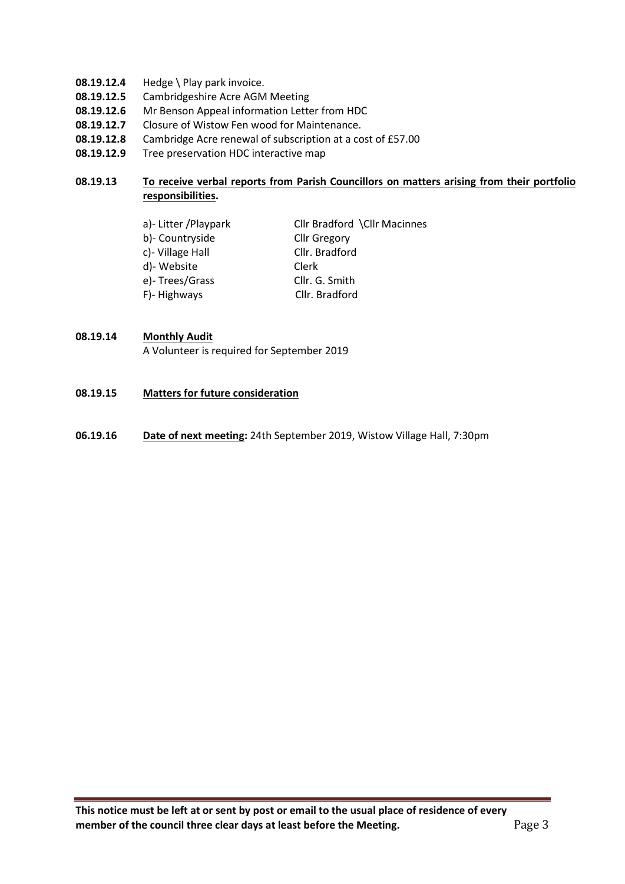**08.19.12.4** Hedge \ Play park invoice.

**08.19.12.5** Cambridgeshire Acre AGM Meeting

**08.19.12.6** Mr Benson Appeal information Letter from HDC

**08.19.12.7** Closure of Wistow Fen wood for Maintenance.

**08.19.12.8** Cambridge Acre renewal of subscription at a cost of £57.00

**08.19.12.9** Tree preservation HDC interactive map

**08.19.13** **To receive verbal reports from Parish Councillors on matters arising from their portfolio responsibilities.**

| | |
|---|---|
| a)- Litter /Playpark | Cllr Bradford \Cllr Macinnes |
| b)- Countryside | Cllr Gregory |
| c)- Village Hall | Cllr. Bradford |
| d)- Website | Clerk |
| e)- Trees/Grass | Cllr. G. Smith |
| F)- Highways | Cllr. Bradford |

**08.19.14** **Monthly Audit**

A Volunteer is required for September 2019

**08.19.15** **Matters for future consideration**

**06.19.16** **Date of next meeting:** 24th September 2019, Wistow Village Hall, 7:30pm

**This notice must be left at or sent by post or email to the usual place of residence of every member of the council three clear days at least before the Meeting.**